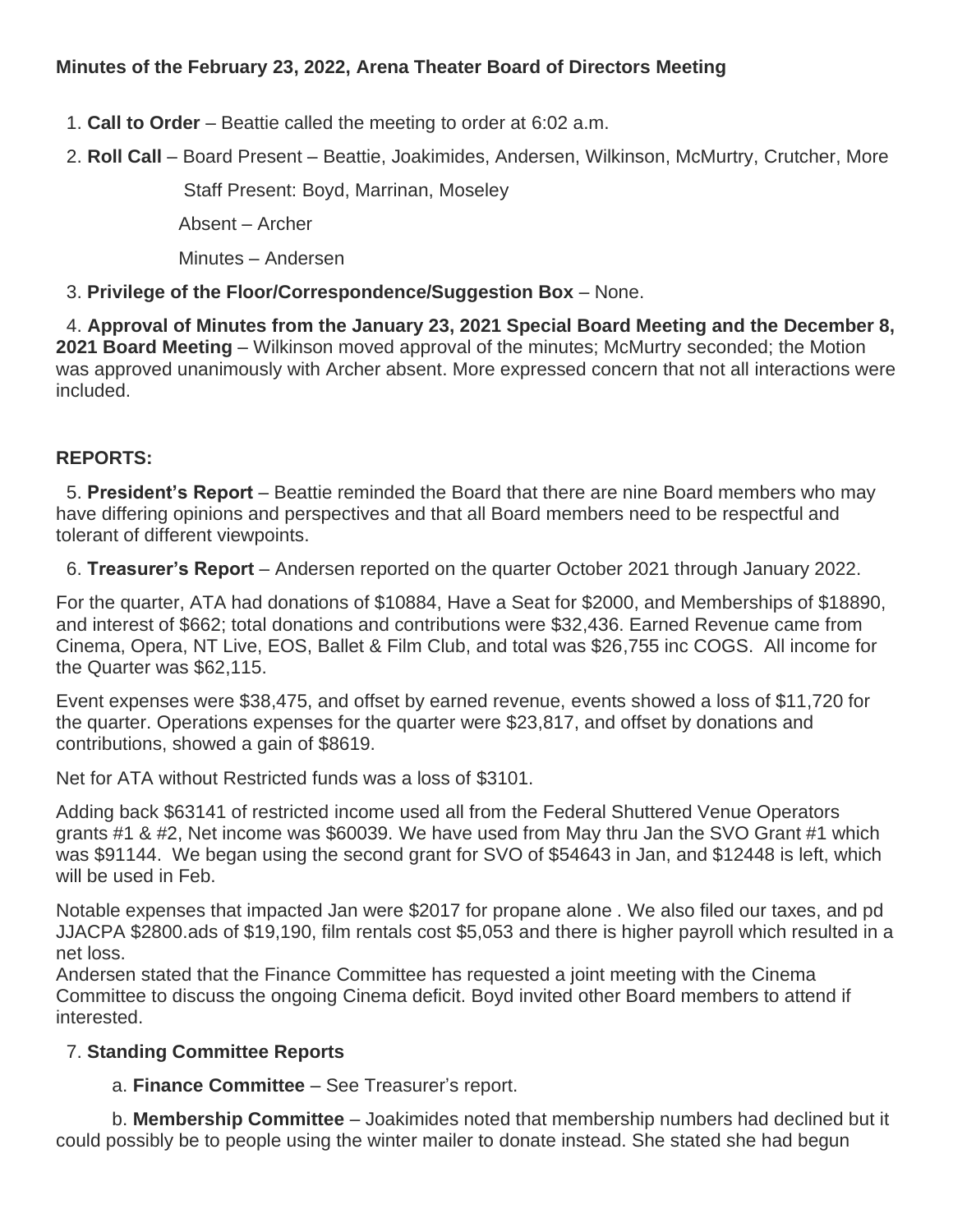**Minutes of the February 23, 2022, Arena Theater Board of Directors Meeting**

1. **Call to Order** – Beattie called the meeting to order at 6:02 a.m.
2. **Roll Call** – Board Present – Beattie, Joakimides, Andersen, Wilkinson, McMurtry, Crutcher, More

   Staff Present: Boyd, Marrinan, Moseley

   Absent – Archer

   Minutes – Andersen
3. **Privilege of the Floor/Correspondence/Suggestion Box** – None.
4. **Approval of Minutes from the January 23, 2021 Special Board Meeting and the December 8, 2021 Board Meeting** – Wilkinson moved approval of the minutes; McMurtry seconded; the Motion was approved unanimously with Archer absent. More expressed concern that not all interactions were included.

**REPORTS:**

5. **President's Report** – Beattie reminded the Board that there are nine Board members who may have differing opinions and perspectives and that all Board members need to be respectful and tolerant of different viewpoints.
6. **Treasurer's Report** – Andersen reported on the quarter October 2021 through January 2022.

For the quarter, ATA had donations of $10884, Have a Seat for $2000, and Memberships of $18890, and interest of $662; total donations and contributions were $32,436. Earned Revenue came from Cinema, Opera, NT Live, EOS, Ballet & Film Club, and total was $26,755 inc COGS. All income for the Quarter was $62,115.

Event expenses were $38,475, and offset by earned revenue, events showed a loss of $11,720 for the quarter. Operations expenses for the quarter were $23,817, and offset by donations and contributions, showed a gain of $8619.

Net for ATA without Restricted funds was a loss of $3101.

Adding back $63141 of restricted income used all from the Federal Shuttered Venue Operators grants #1 & #2, Net income was $60039. We have used from May thru Jan the SVO Grant #1 which was $91144. We began using the second grant for SVO of $54643 in Jan, and $12448 is left, which will be used in Feb.

Notable expenses that impacted Jan were $2017 for propane alone . We also filed our taxes, and pd JJACPA $2800.ads of $19,190, film rentals cost $5,053 and there is higher payroll which resulted in a net loss.
Andersen stated that the Finance Committee has requested a joint meeting with the Cinema Committee to discuss the ongoing Cinema deficit. Boyd invited other Board members to attend if interested.

7. **Standing Committee Reports**

   a. **Finance Committee** – See Treasurer's report.

   b. **Membership Committee** – Joakimides noted that membership numbers had declined but it could possibly be to people using the winter mailer to donate instead. She stated she had begun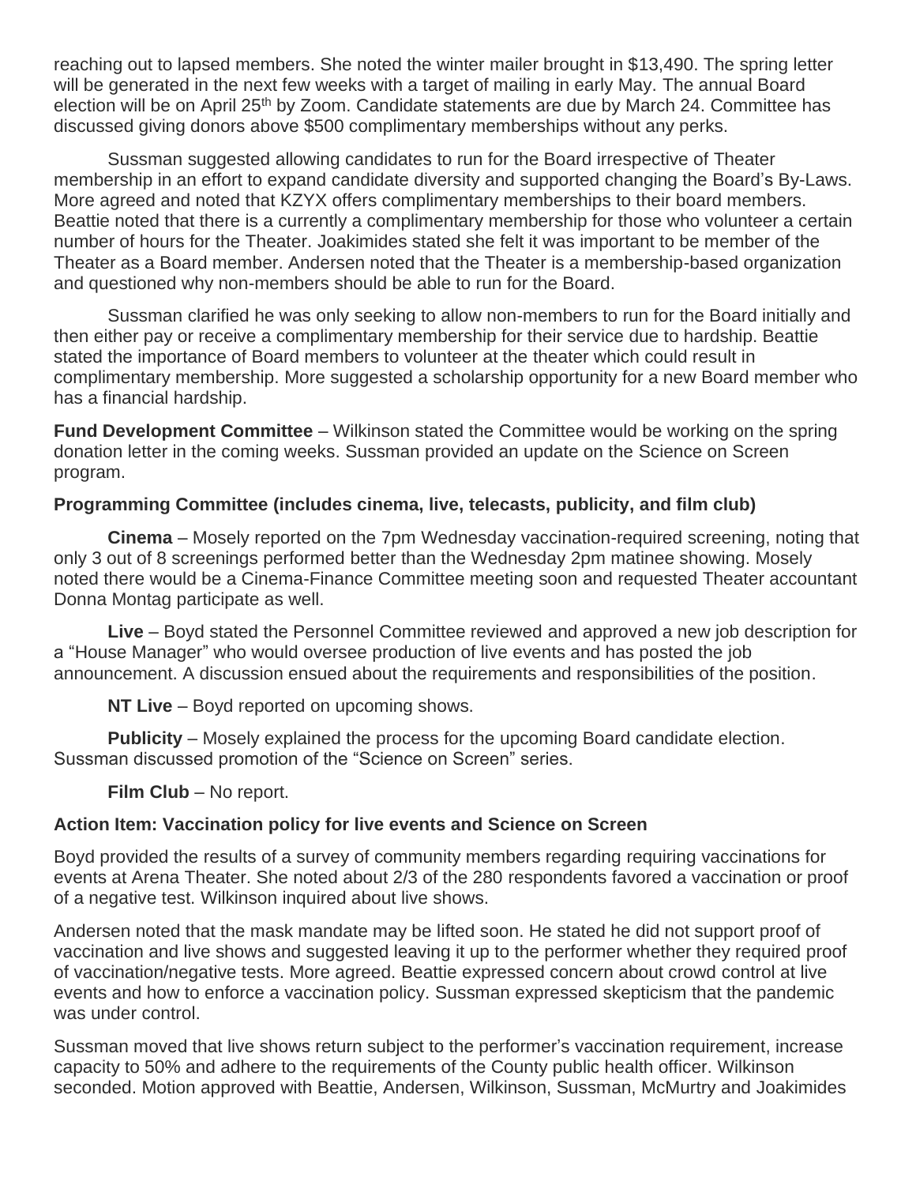reaching out to lapsed members. She noted the winter mailer brought in $13,490. The spring letter will be generated in the next few weeks with a target of mailing in early May. The annual Board election will be on April 25th by Zoom. Candidate statements are due by March 24. Committee has discussed giving donors above $500 complimentary memberships without any perks.

Sussman suggested allowing candidates to run for the Board irrespective of Theater membership in an effort to expand candidate diversity and supported changing the Board's By-Laws. More agreed and noted that KZYX offers complimentary memberships to their board members. Beattie noted that there is a currently a complimentary membership for those who volunteer a certain number of hours for the Theater. Joakimides stated she felt it was important to be member of the Theater as a Board member. Andersen noted that the Theater is a membership-based organization and questioned why non-members should be able to run for the Board.

Sussman clarified he was only seeking to allow non-members to run for the Board initially and then either pay or receive a complimentary membership for their service due to hardship. Beattie stated the importance of Board members to volunteer at the theater which could result in complimentary membership. More suggested a scholarship opportunity for a new Board member who has a financial hardship.

**Fund Development Committee** – Wilkinson stated the Committee would be working on the spring donation letter in the coming weeks. Sussman provided an update on the Science on Screen program.

**Programming Committee (includes cinema, live, telecasts, publicity, and film club)**

**Cinema** – Mosely reported on the 7pm Wednesday vaccination-required screening, noting that only 3 out of 8 screenings performed better than the Wednesday 2pm matinee showing. Mosely noted there would be a Cinema-Finance Committee meeting soon and requested Theater accountant Donna Montag participate as well.

**Live** – Boyd stated the Personnel Committee reviewed and approved a new job description for a "House Manager" who would oversee production of live events and has posted the job announcement. A discussion ensued about the requirements and responsibilities of the position.

**NT Live** – Boyd reported on upcoming shows.

**Publicity** – Mosely explained the process for the upcoming Board candidate election. Sussman discussed promotion of the "Science on Screen" series.

**Film Club** – No report.

**Action Item: Vaccination policy for live events and Science on Screen**

Boyd provided the results of a survey of community members regarding requiring vaccinations for events at Arena Theater. She noted about 2/3 of the 280 respondents favored a vaccination or proof of a negative test. Wilkinson inquired about live shows.

Andersen noted that the mask mandate may be lifted soon. He stated he did not support proof of vaccination and live shows and suggested leaving it up to the performer whether they required proof of vaccination/negative tests. More agreed. Beattie expressed concern about crowd control at live events and how to enforce a vaccination policy. Sussman expressed skepticism that the pandemic was under control.

Sussman moved that live shows return subject to the performer's vaccination requirement, increase capacity to 50% and adhere to the requirements of the County public health officer. Wilkinson seconded. Motion approved with Beattie, Andersen, Wilkinson, Sussman, McMurtry and Joakimides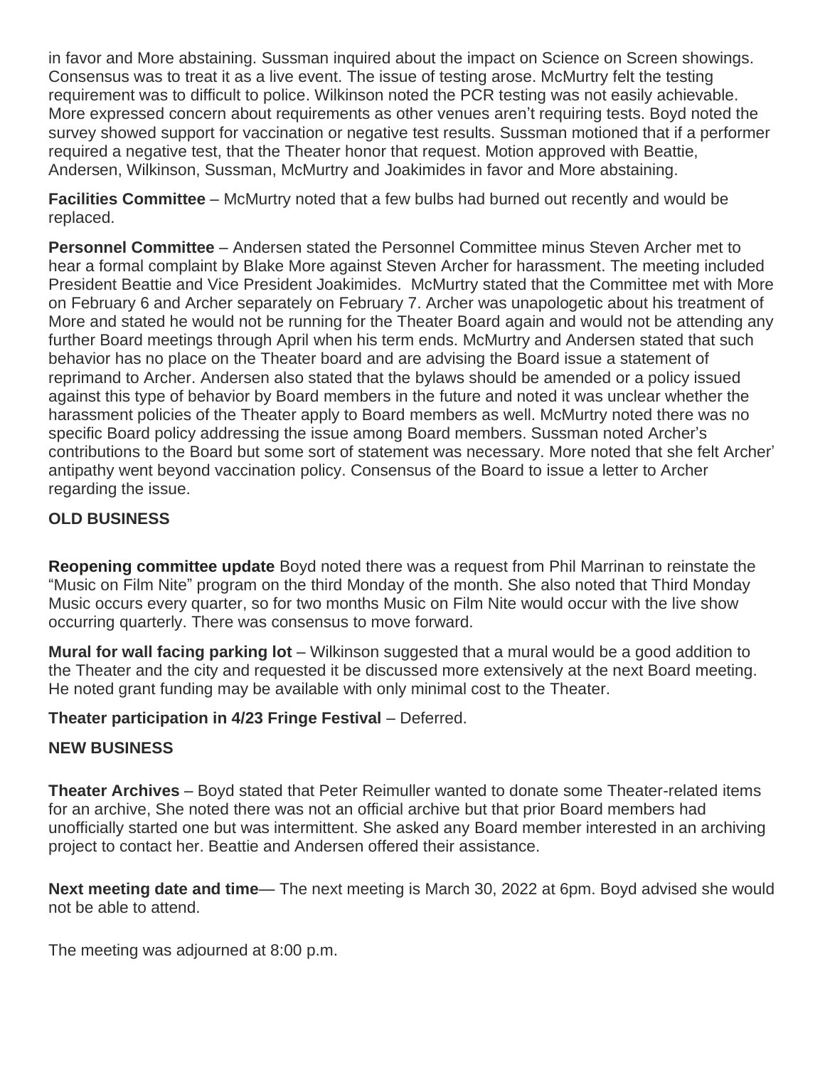in favor and More abstaining. Sussman inquired about the impact on Science on Screen showings. Consensus was to treat it as a live event. The issue of testing arose. McMurtry felt the testing requirement was to difficult to police. Wilkinson noted the PCR testing was not easily achievable. More expressed concern about requirements as other venues aren't requiring tests. Boyd noted the survey showed support for vaccination or negative test results. Sussman motioned that if a performer required a negative test, that the Theater honor that request. Motion approved with Beattie, Andersen, Wilkinson, Sussman, McMurtry and Joakimides in favor and More abstaining.

**Facilities Committee** – McMurtry noted that a few bulbs had burned out recently and would be replaced.

**Personnel Committee** – Andersen stated the Personnel Committee minus Steven Archer met to hear a formal complaint by Blake More against Steven Archer for harassment. The meeting included President Beattie and Vice President Joakimides. McMurtry stated that the Committee met with More on February 6 and Archer separately on February 7. Archer was unapologetic about his treatment of More and stated he would not be running for the Theater Board again and would not be attending any further Board meetings through April when his term ends. McMurtry and Andersen stated that such behavior has no place on the Theater board and are advising the Board issue a statement of reprimand to Archer. Andersen also stated that the bylaws should be amended or a policy issued against this type of behavior by Board members in the future and noted it was unclear whether the harassment policies of the Theater apply to Board members as well. McMurtry noted there was no specific Board policy addressing the issue among Board members. Sussman noted Archer's contributions to the Board but some sort of statement was necessary. More noted that she felt Archer' antipathy went beyond vaccination policy. Consensus of the Board to issue a letter to Archer regarding the issue.

**OLD BUSINESS**

**Reopening committee update** Boyd noted there was a request from Phil Marrinan to reinstate the "Music on Film Nite" program on the third Monday of the month. She also noted that Third Monday Music occurs every quarter, so for two months Music on Film Nite would occur with the live show occurring quarterly. There was consensus to move forward.

**Mural for wall facing parking lot** – Wilkinson suggested that a mural would be a good addition to the Theater and the city and requested it be discussed more extensively at the next Board meeting. He noted grant funding may be available with only minimal cost to the Theater.

**Theater participation in 4/23 Fringe Festival** – Deferred.

**NEW BUSINESS**

**Theater Archives** – Boyd stated that Peter Reimuller wanted to donate some Theater-related items for an archive, She noted there was not an official archive but that prior Board members had unofficially started one but was intermittent. She asked any Board member interested in an archiving project to contact her. Beattie and Andersen offered their assistance.

**Next meeting date and time**— The next meeting is March 30, 2022 at 6pm. Boyd advised she would not be able to attend.

The meeting was adjourned at 8:00 p.m.